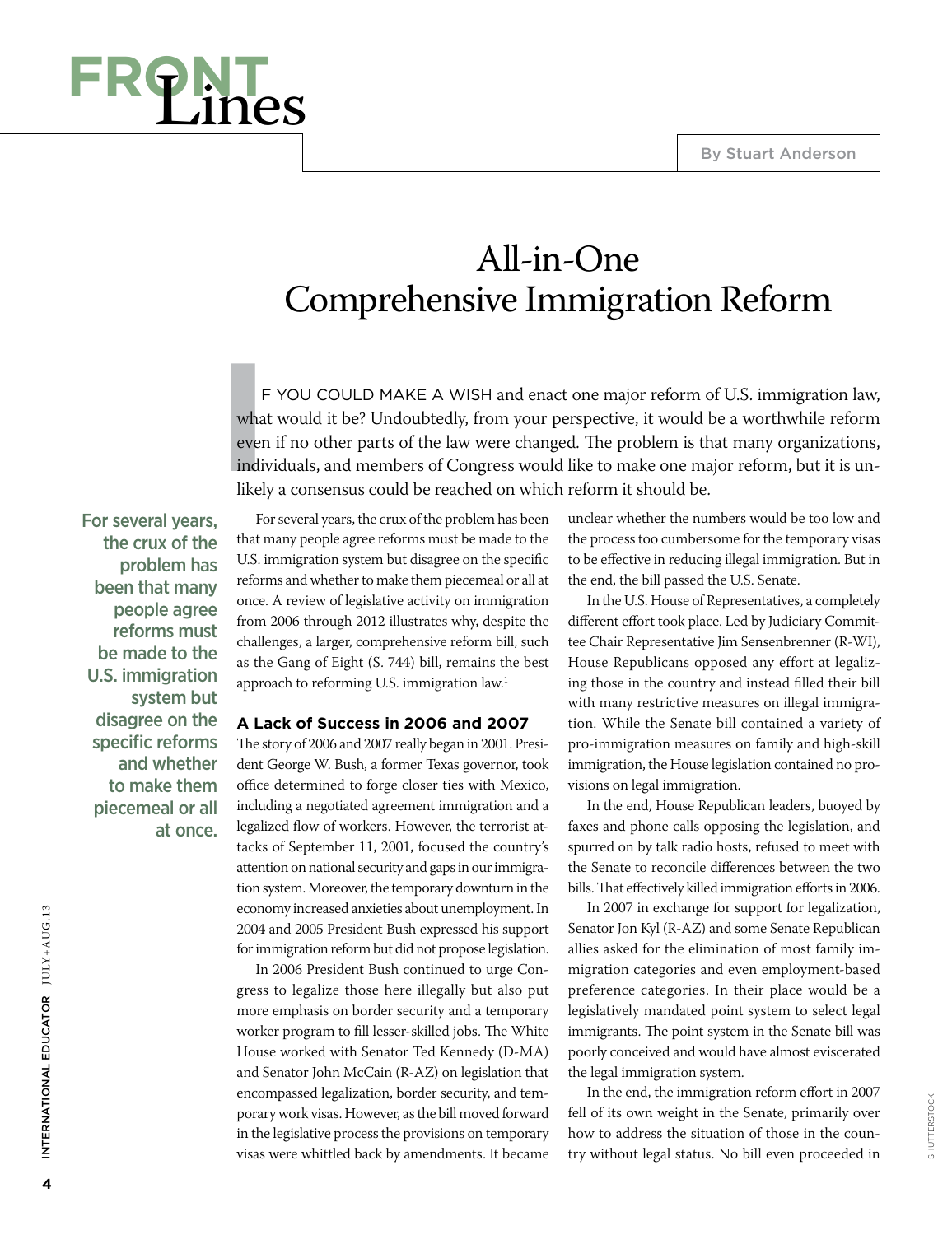# FRONT Lines

By Stuart Anderson

## All-in-One Comprehensive Immigration Reform

IF YOU COULD MAKE A WISH and enact one major reform of U.S. immigration law, what would it be? Undoubtedly, from your perspective, it would be a worthwhile reform even if no other parts of the law were changed. The problem is that many organizations, individuals, and members of Congress would like to make one major reform, but it is unlikely a consensus could be reached on which reform it should be.

> For several years, the crux of the problem has been that many people agree reforms must be made to the U.S. immigration system but disagree on the specific reforms and whether to make them piecemeal or all at once.

For several years, the crux of the problem has been that many people agree reforms must be made to the U.S. immigration system but disagree on the specific reforms and whether to make them piecemeal or all at once. A review of legislative activity on immigration from 2006 through 2012 illustrates why, despite the challenges, a larger, comprehensive reform bill, such as the Gang of Eight (S. 744) bill, remains the best approach to reforming U.S. immigration law.[1]

### A Lack of Success in 2006 and 2007

The story of 2006 and 2007 really began in 2001. President George W. Bush, a former Texas governor, took office determined to forge closer ties with Mexico, including a negotiated agreement immigration and a legalized flow of workers. However, the terrorist attacks of September 11, 2001, focused the country's attention on national security and gaps in our immigration system. Moreover, the temporary downturn in the economy increased anxieties about unemployment. In 2004 and 2005 President Bush expressed his support for immigration reform but did not propose legislation.

In 2006 President Bush continued to urge Congress to legalize those here illegally but also put more emphasis on border security and a temporary worker program to fill lesser-skilled jobs. The White House worked with Senator Ted Kennedy (D-MA) and Senator John McCain (R-AZ) on legislation that encompassed legalization, border security, and temporary work visas. However, as the bill moved forward in the legislative process the provisions on temporary visas were whittled back by amendments. It became unclear whether the numbers would be too low and the process too cumbersome for the temporary visas to be effective in reducing illegal immigration. But in the end, the bill passed the U.S. Senate.

In the U.S. House of Representatives, a completely different effort took place. Led by Judiciary Committee Chair Representative Jim Sensenbrenner (R-WI), House Republicans opposed any effort at legalizing those in the country and instead filled their bill with many restrictive measures on illegal immigration. While the Senate bill contained a variety of pro-immigration measures on family and high-skill immigration, the House legislation contained no provisions on legal immigration.

In the end, House Republican leaders, buoyed by faxes and phone calls opposing the legislation, and spurred on by talk radio hosts, refused to meet with the Senate to reconcile differences between the two bills. That effectively killed immigration efforts in 2006.

In 2007 in exchange for support for legalization, Senator Jon Kyl (R-AZ) and some Senate Republican allies asked for the elimination of most family immigration categories and even employment-based preference categories. In their place would be a legislatively mandated point system to select legal immigrants. The point system in the Senate bill was poorly conceived and would have almost eviscerated the legal immigration system.

In the end, the immigration reform effort in 2007 fell of its own weight in the Senate, primarily over how to address the situation of those in the country without legal status. No bill even proceeded in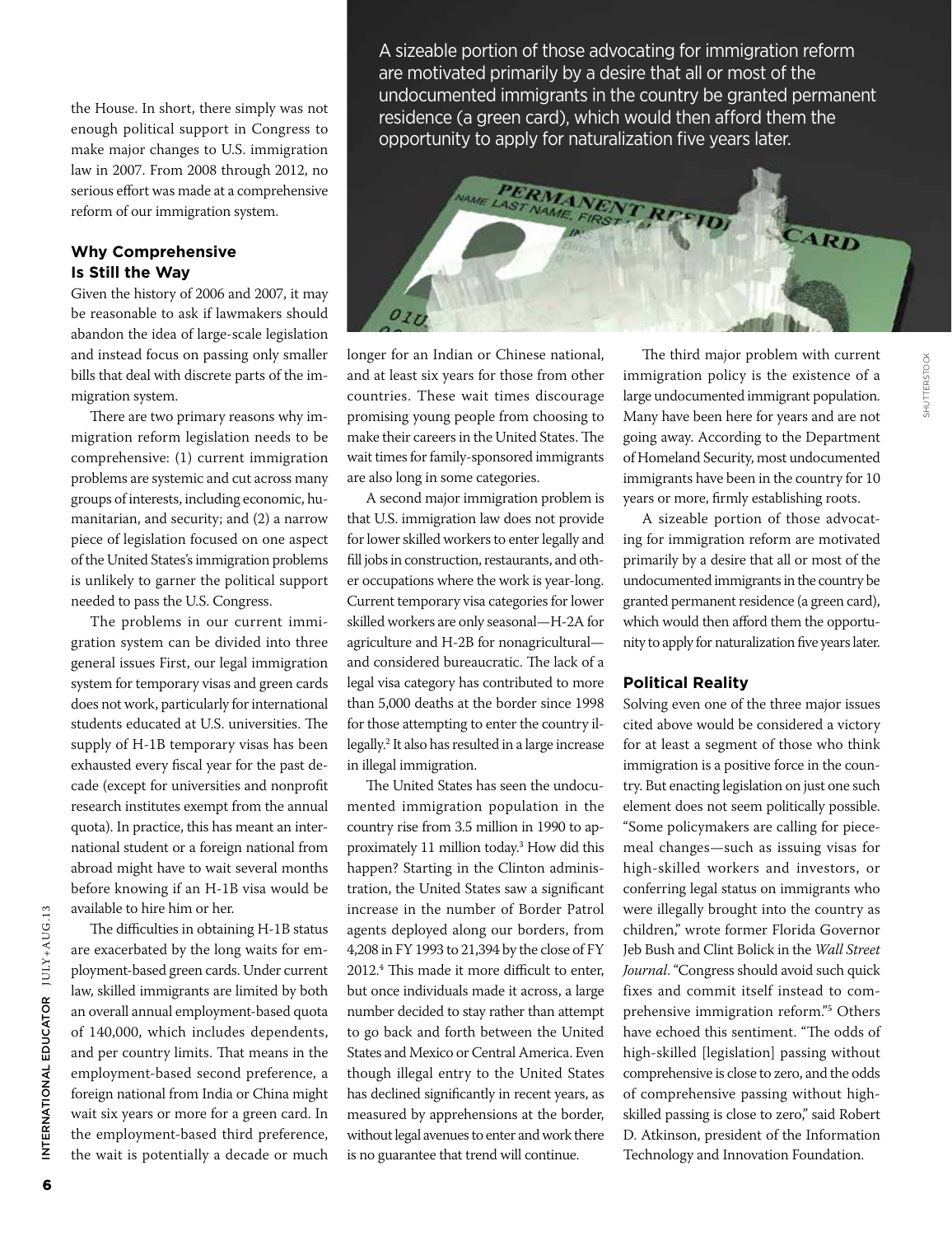the House. In short, there simply was not enough political support in Congress to make major changes to U.S. immigration law in 2007. From 2008 through 2012, no serious effort was made at a comprehensive reform of our immigration system.

## Why Comprehensive Is Still the Way

Given the history of 2006 and 2007, it may be reasonable to ask if lawmakers should abandon the idea of large-scale legislation and instead focus on passing only smaller bills that deal with discrete parts of the immigration system.

There are two primary reasons why immigration reform legislation needs to be comprehensive: (1) current immigration problems are systemic and cut across many groups of interests, including economic, humanitarian, and security; and (2) a narrow piece of legislation focused on one aspect of the United States's immigration problems is unlikely to garner the political support needed to pass the U.S. Congress.

The problems in our current immigration system can be divided into three general issues First, our legal immigration system for temporary visas and green cards does not work, particularly for international students educated at U.S. universities. The supply of H-1B temporary visas has been exhausted every fiscal year for the past decade (except for universities and nonprofit research institutes exempt from the annual quota). In practice, this has meant an international student or a foreign national from abroad might have to wait several months before knowing if an H-1B visa would be available to hire him or her.

The difficulties in obtaining H-1B status are exacerbated by the long waits for employment-based green cards. Under current law, skilled immigrants are limited by both an overall annual employment-based quota of 140,000, which includes dependents, and per country limits. That means in the employment-based second preference, a foreign national from India or China might wait six years or more for a green card. In the employment-based third preference, the wait is potentially a decade or much longer for an Indian or Chinese national, and at least six years for those from other countries. These wait times discourage promising young people from choosing to make their careers in the United States. The wait times for family-sponsored immigrants are also long in some categories.

A second major immigration problem is that U.S. immigration law does not provide for lower skilled workers to enter legally and fill jobs in construction, restaurants, and other occupations where the work is year-long. Current temporary visa categories for lower skilled workers are only seasonal—H-2A for agriculture and H-2B for nonagricultural—and considered bureaucratic. The lack of a legal visa category has contributed to more than 5,000 deaths at the border since 1998 for those attempting to enter the country illegally.[2] It also has resulted in a large increase in illegal immigration.

The United States has seen the undocumented immigration population in the country rise from 3.5 million in 1990 to approximately 11 million today.[3] How did this happen? Starting in the Clinton administration, the United States saw a significant increase in the number of Border Patrol agents deployed along our borders, from 4,208 in FY 1993 to 21,394 by the close of FY 2012.[4] This made it more difficult to enter, but once individuals made it across, a large number decided to stay rather than attempt to go back and forth between the United States and Mexico or Central America. Even though illegal entry to the United States has declined significantly in recent years, as measured by apprehensions at the border, without legal avenues to enter and work there is no guarantee that trend will continue.

The third major problem with current immigration policy is the existence of a large undocumented immigrant population. Many have been here for years and are not going away. According to the Department of Homeland Security, most undocumented immigrants have been in the country for 10 years or more, firmly establishing roots.

A sizeable portion of those advocating for immigration reform are motivated primarily by a desire that all or most of the undocumented immigrants in the country be granted permanent residence (a green card), which would then afford them the opportunity to apply for naturalization five years later.

> A sizeable portion of those advocating for immigration reform are motivated primarily by a desire that all or most of the undocumented immigrants in the country be granted permanent residence (a green card), which would then afford them the opportunity to apply for naturalization five years later.

## Political Reality

Solving even one of the three major issues cited above would be considered a victory for at least a segment of those who think immigration is a positive force in the country. But enacting legislation on just one such element does not seem politically possible. "Some policymakers are calling for piecemeal changes—such as issuing visas for high-skilled workers and investors, or conferring legal status on immigrants who were illegally brought into the country as children," wrote former Florida Governor Jeb Bush and Clint Bolick in the *Wall Street Journal*. "Congress should avoid such quick fixes and commit itself instead to comprehensive immigration reform."[5] Others have echoed this sentiment. "The odds of high-skilled [legislation] passing without comprehensive is close to zero, and the odds of comprehensive passing without high-skilled passing is close to zero," said Robert D. Atkinson, president of the Information Technology and Innovation Foundation.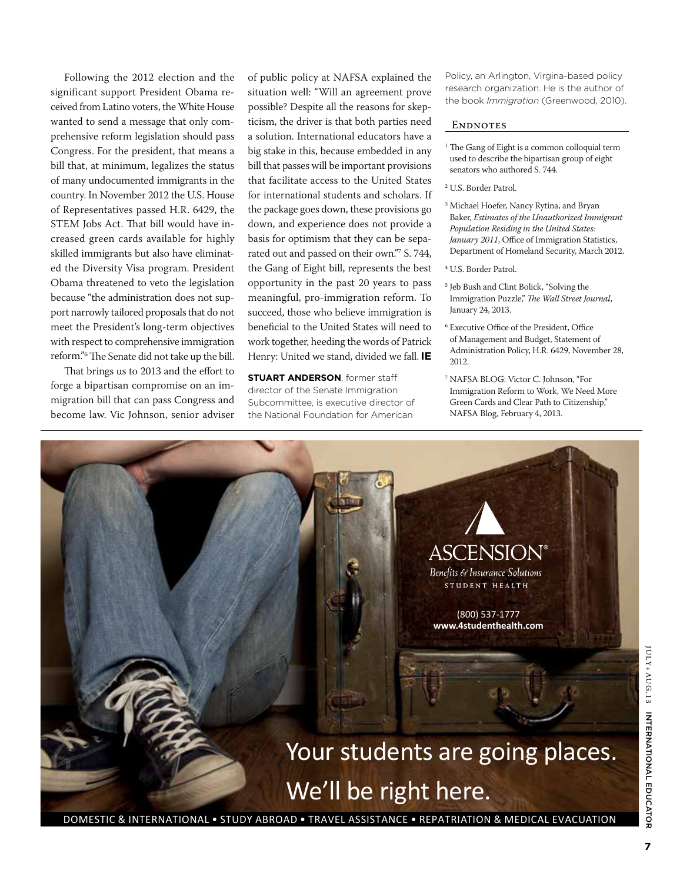Following the 2012 election and the significant support President Obama received from Latino voters, the White House wanted to send a message that only comprehensive reform legislation should pass Congress. For the president, that means a bill that, at minimum, legalizes the status of many undocumented immigrants in the country. In November 2012 the U.S. House of Representatives passed H.R. 6429, the STEM Jobs Act. That bill would have increased green cards available for highly skilled immigrants but also have eliminated the Diversity Visa program. President Obama threatened to veto the legislation because "the administration does not support narrowly tailored proposals that do not meet the President's long-term objectives with respect to comprehensive immigration reform."[6] The Senate did not take up the bill.

That brings us to 2013 and the effort to forge a bipartisan compromise on an immigration bill that can pass Congress and become law. Vic Johnson, senior adviser of public policy at NAFSA explained the situation well: "Will an agreement prove possible? Despite all the reasons for skepticism, the driver is that both parties need a solution. International educators have a big stake in this, because embedded in any bill that passes will be important provisions that facilitate access to the United States for international students and scholars. If the package goes down, these provisions go down, and experience does not provide a basis for optimism that they can be separated out and passed on their own."[7] S. 744, the Gang of Eight bill, represents the best opportunity in the past 20 years to pass meaningful, pro-immigration reform. To succeed, those who believe immigration is beneficial to the United States will need to work together, heeding the words of Patrick Henry: United we stand, divided we fall. **IE**

**STUART ANDERSON**, former staff director of the Senate Immigration Subcommittee, is executive director of the National Foundation for American Policy, an Arlington, Virgina-based policy research organization. He is the author of the book *Immigration* (Greenwood, 2010).

## Endnotes

1. The Gang of Eight is a common colloquial term used to describe the bipartisan group of eight senators who authored S. 744.
2. U.S. Border Patrol.
3. Michael Hoefer, Nancy Rytina, and Bryan Baker, *Estimates of the Unauthorized Immigrant Population Residing in the United States: January 2011*, Office of Immigration Statistics, Department of Homeland Security, March 2012.
4. U.S. Border Patrol.
5. Jeb Bush and Clint Bolick, "Solving the Immigration Puzzle," *The Wall Street Journal*, January 24, 2013.
6. Executive Office of the President, Office of Management and Budget, Statement of Administration Policy, H.R. 6429, November 28, 2012.
7. NAFSA BLOG: Victor C. Johnson, "For Immigration Reform to Work, We Need More Green Cards and Clear Path to Citizenship," NAFSA Blog, February 4, 2013.

ASCENSION®
*Benefits & Insurance Solutions*
STUDENT HEALTH

(800) 537-1777
**www.4studenthealth.com**

Your students are going places.
We'll be right here.

DOMESTIC & INTERNATIONAL • STUDY ABROAD • TRAVEL ASSISTANCE • REPATRIATION & MEDICAL EVACUATION